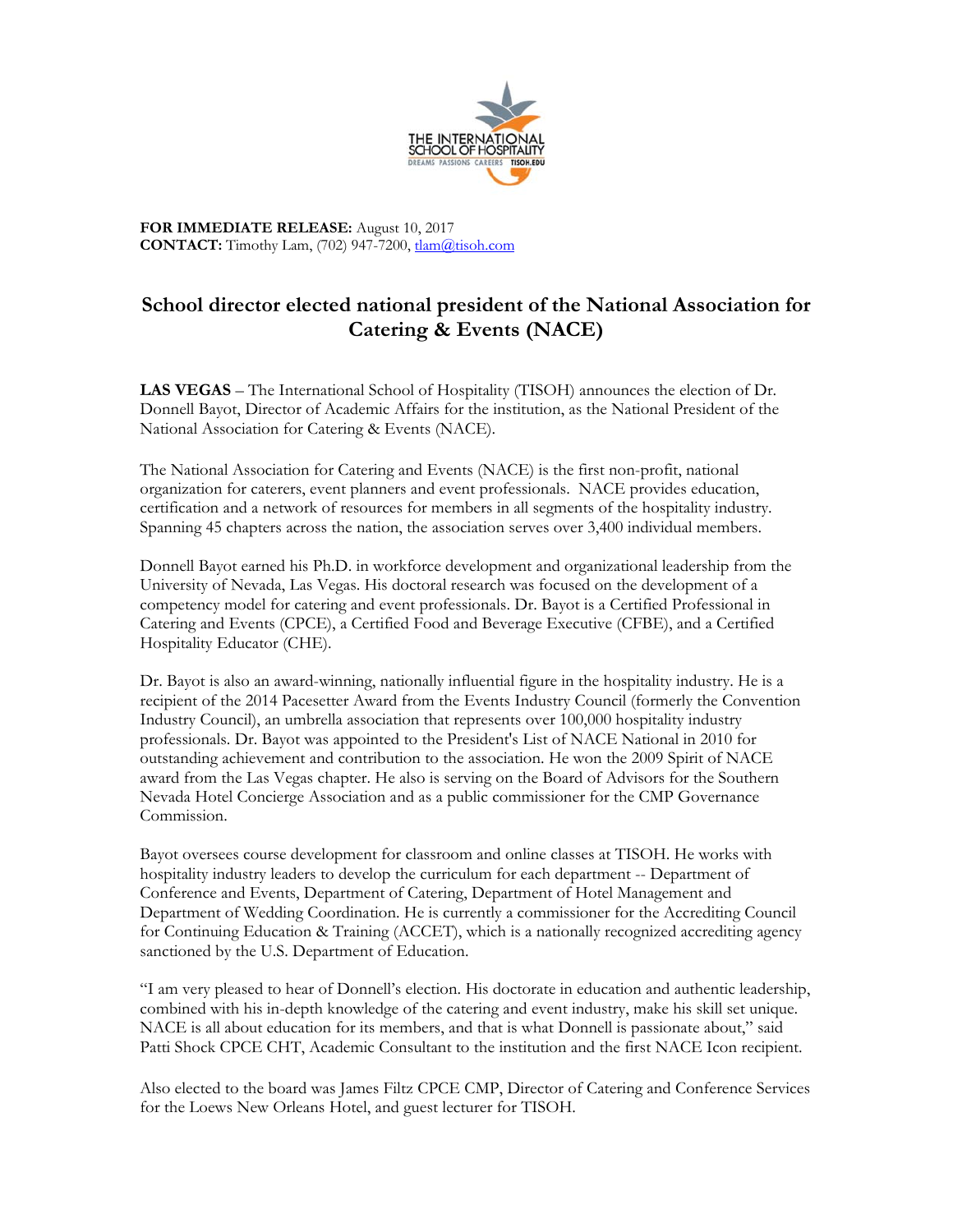**FOR IMMEDIATE RELEASE:** August 10, 2017
**CONTACT:** Timothy Lam, (702) 947-7200, tlam@tisoh.com

# School director elected national president of the National Association for Catering & Events (NACE)

**LAS VEGAS** – The International School of Hospitality (TISOH) announces the election of Dr. Donnell Bayot, Director of Academic Affairs for the institution, as the National President of the National Association for Catering & Events (NACE).

The National Association for Catering and Events (NACE) is the first non-profit, national organization for caterers, event planners and event professionals. NACE provides education, certification and a network of resources for members in all segments of the hospitality industry. Spanning 45 chapters across the nation, the association serves over 3,400 individual members.

Donnell Bayot earned his Ph.D. in workforce development and organizational leadership from the University of Nevada, Las Vegas. His doctoral research was focused on the development of a competency model for catering and event professionals. Dr. Bayot is a Certified Professional in Catering and Events (CPCE), a Certified Food and Beverage Executive (CFBE), and a Certified Hospitality Educator (CHE).

Dr. Bayot is also an award-winning, nationally influential figure in the hospitality industry. He is a recipient of the 2014 Pacesetter Award from the Events Industry Council (formerly the Convention Industry Council), an umbrella association that represents over 100,000 hospitality industry professionals. Dr. Bayot was appointed to the President's List of NACE National in 2010 for outstanding achievement and contribution to the association. He won the 2009 Spirit of NACE award from the Las Vegas chapter. He also is serving on the Board of Advisors for the Southern Nevada Hotel Concierge Association and as a public commissioner for the CMP Governance Commission.

Bayot oversees course development for classroom and online classes at TISOH. He works with hospitality industry leaders to develop the curriculum for each department -- Department of Conference and Events, Department of Catering, Department of Hotel Management and Department of Wedding Coordination. He is currently a commissioner for the Accrediting Council for Continuing Education & Training (ACCET), which is a nationally recognized accrediting agency sanctioned by the U.S. Department of Education.

"I am very pleased to hear of Donnell's election. His doctorate in education and authentic leadership, combined with his in-depth knowledge of the catering and event industry, make his skill set unique. NACE is all about education for its members, and that is what Donnell is passionate about," said Patti Shock CPCE CHT, Academic Consultant to the institution and the first NACE Icon recipient.

Also elected to the board was James Filtz CPCE CMP, Director of Catering and Conference Services for the Loews New Orleans Hotel, and guest lecturer for TISOH.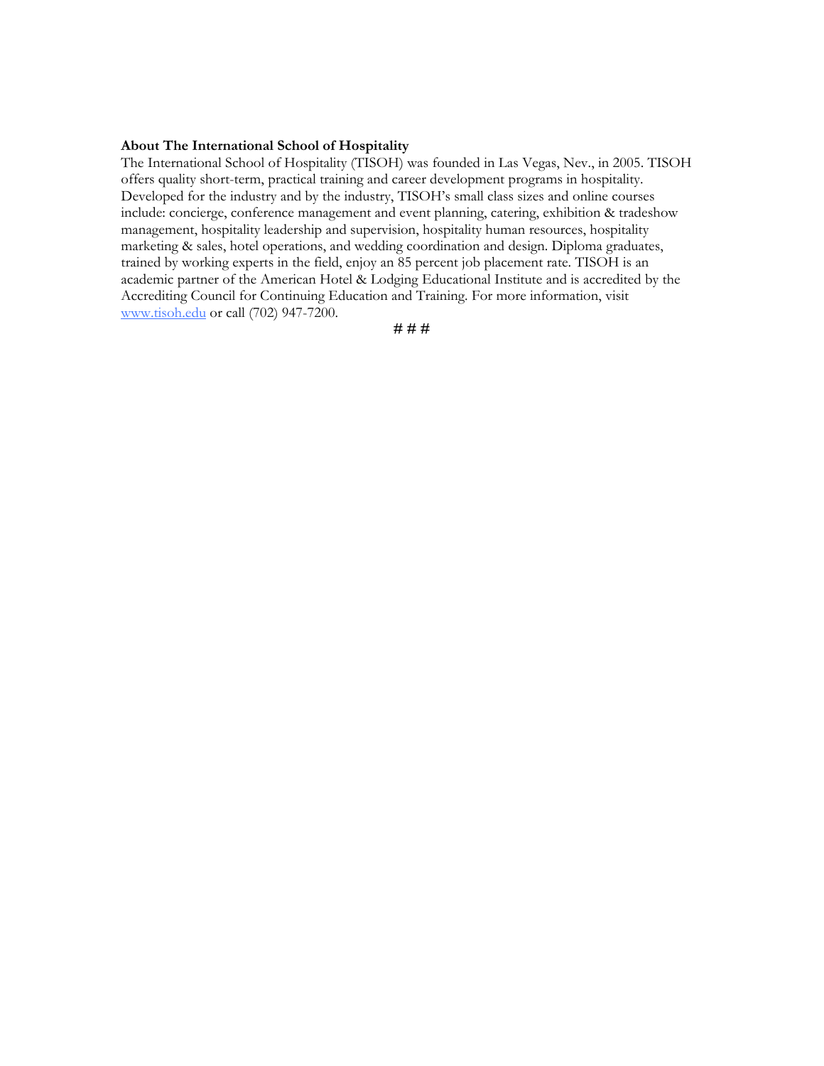**About The International School of Hospitality**

The International School of Hospitality (TISOH) was founded in Las Vegas, Nev., in 2005. TISOH offers quality short-term, practical training and career development programs in hospitality. Developed for the industry and by the industry, TISOH's small class sizes and online courses include: concierge, conference management and event planning, catering, exhibition & tradeshow management, hospitality leadership and supervision, hospitality human resources, hospitality marketing & sales, hotel operations, and wedding coordination and design. Diploma graduates, trained by working experts in the field, enjoy an 85 percent job placement rate. TISOH is an academic partner of the American Hotel & Lodging Educational Institute and is accredited by the Accrediting Council for Continuing Education and Training. For more information, visit [www.tisoh.edu](http://www.tisoh.edu) or call (702) 947-7200.

# # #